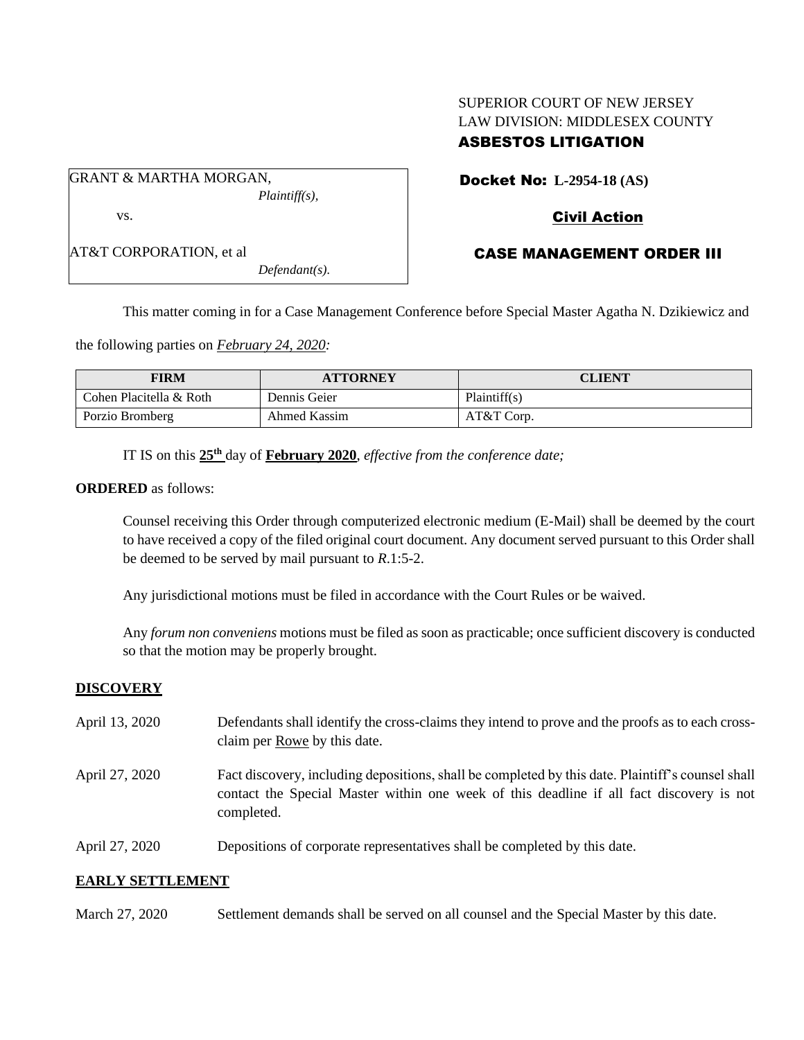SUPERIOR COURT OF NEW JERSEY
LAW DIVISION: MIDDLESEX COUNTY
**ASBESTOS LITIGATION**

| GRANT & MARTHA MORGAN, *Plaintiff(s),* vs. AT&T CORPORATION, et al *Defendant(s).* |
|---|

**Docket No: L-2954-18 (AS)**

**Civil Action**

**CASE MANAGEMENT ORDER III**

This matter coming in for a Case Management Conference before Special Master Agatha N. Dzikiewicz and the following parties on *February 24, 2020:*

| FIRM | ATTORNEY | CLIENT |
|---|---|---|
| Cohen Placitella & Roth | Dennis Geier | Plaintiff(s) |
| Porzio Bromberg | Ahmed Kassim | AT&T Corp. |

IT IS on this **25th** day of **February 2020**, *effective from the conference date;*

**ORDERED** as follows:

Counsel receiving this Order through computerized electronic medium (E-Mail) shall be deemed by the court to have received a copy of the filed original court document. Any document served pursuant to this Order shall be deemed to be served by mail pursuant to *R*.1:5-2.

Any jurisdictional motions must be filed in accordance with the Court Rules or be waived.

Any *forum non conveniens* motions must be filed as soon as practicable; once sufficient discovery is conducted so that the motion may be properly brought.

**DISCOVERY**

| | |
|---|---|
| April 13, 2020 | Defendants shall identify the cross-claims they intend to prove and the proofs as to each cross-claim per Rowe by this date. |
| April 27, 2020 | Fact discovery, including depositions, shall be completed by this date. Plaintiff's counsel shall contact the Special Master within one week of this deadline if all fact discovery is not completed. |
| April 27, 2020 | Depositions of corporate representatives shall be completed by this date. |

**EARLY SETTLEMENT**

| | |
|---|---|
| March 27, 2020 | Settlement demands shall be served on all counsel and the Special Master by this date. |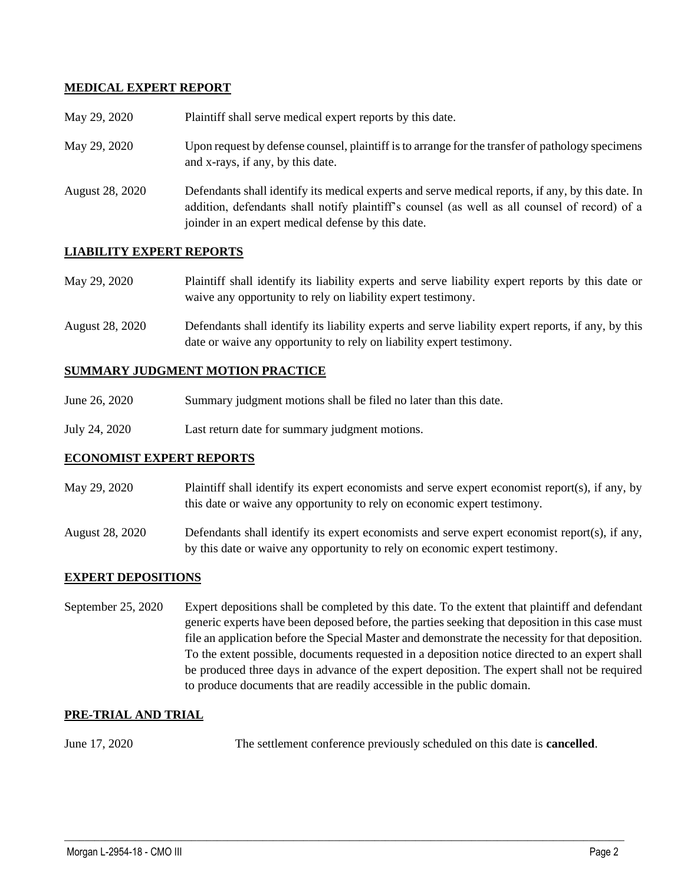## MEDICAL EXPERT REPORT

| | |
|---|---|
| May 29, 2020 | Plaintiff shall serve medical expert reports by this date. |
| May 29, 2020 | Upon request by defense counsel, plaintiff is to arrange for the transfer of pathology specimens and x-rays, if any, by this date. |
| August 28, 2020 | Defendants shall identify its medical experts and serve medical reports, if any, by this date. In addition, defendants shall notify plaintiff's counsel (as well as all counsel of record) of a joinder in an expert medical defense by this date. |

## LIABILITY EXPERT REPORTS

| | |
|---|---|
| May 29, 2020 | Plaintiff shall identify its liability experts and serve liability expert reports by this date or waive any opportunity to rely on liability expert testimony. |
| August 28, 2020 | Defendants shall identify its liability experts and serve liability expert reports, if any, by this date or waive any opportunity to rely on liability expert testimony. |

## SUMMARY JUDGMENT MOTION PRACTICE

| | |
|---|---|
| June 26, 2020 | Summary judgment motions shall be filed no later than this date. |
| July 24, 2020 | Last return date for summary judgment motions. |

## ECONOMIST EXPERT REPORTS

| | |
|---|---|
| May 29, 2020 | Plaintiff shall identify its expert economists and serve expert economist report(s), if any, by this date or waive any opportunity to rely on economic expert testimony. |
| August 28, 2020 | Defendants shall identify its expert economists and serve expert economist report(s), if any, by this date or waive any opportunity to rely on economic expert testimony. |

## EXPERT DEPOSITIONS

| | |
|---|---|
| September 25, 2020 | Expert depositions shall be completed by this date. To the extent that plaintiff and defendant generic experts have been deposed before, the parties seeking that deposition in this case must file an application before the Special Master and demonstrate the necessity for that deposition. To the extent possible, documents requested in a deposition notice directed to an expert shall be produced three days in advance of the expert deposition. The expert shall not be required to produce documents that are readily accessible in the public domain. |

## PRE-TRIAL AND TRIAL

| | |
|---|---|
| June 17, 2020 | The settlement conference previously scheduled on this date is **cancelled**. |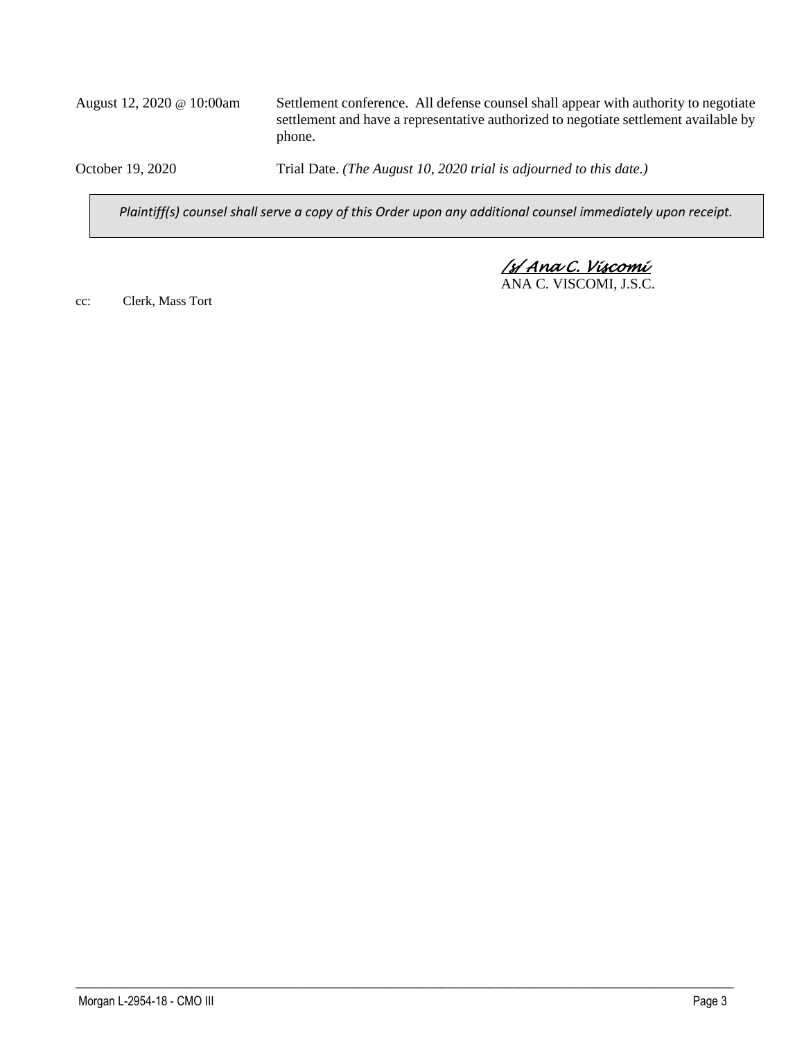| | |
|---|---|
| August 12, 2020 @ 10:00am | Settlement conference. All defense counsel shall appear with authority to negotiate settlement and have a representative authorized to negotiate settlement available by phone. |
| October 19, 2020 | Trial Date. *(The August 10, 2020 trial is adjourned to this date.)* |

*Plaintiff(s) counsel shall serve a copy of this Order upon any additional counsel immediately upon receipt.*

*/s/ Ana C. Viscomi*
ANA C. VISCOMI, J.S.C.

cc: Clerk, Mass Tort